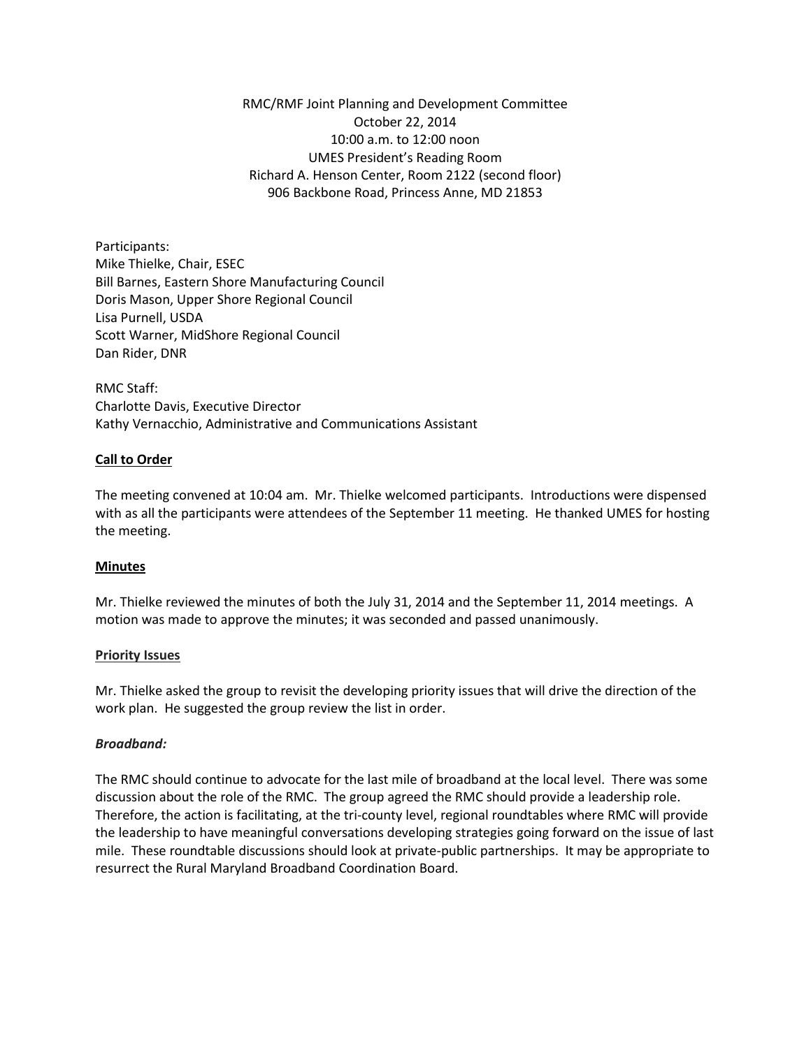RMC/RMF Joint Planning and Development Committee
October 22, 2014
10:00 a.m. to 12:00 noon
UMES President's Reading Room
Richard A. Henson Center, Room 2122 (second floor)
906 Backbone Road, Princess Anne, MD 21853

Participants:
Mike Thielke, Chair, ESEC
Bill Barnes, Eastern Shore Manufacturing Council
Doris Mason, Upper Shore Regional Council
Lisa Purnell, USDA
Scott Warner, MidShore Regional Council
Dan Rider, DNR

RMC Staff:
Charlotte Davis, Executive Director
Kathy Vernacchio, Administrative and Communications Assistant

## Call to Order

The meeting convened at 10:04 am. Mr. Thielke welcomed participants. Introductions were dispensed with as all the participants were attendees of the September 11 meeting. He thanked UMES for hosting the meeting.

## Minutes

Mr. Thielke reviewed the minutes of both the July 31, 2014 and the September 11, 2014 meetings. A motion was made to approve the minutes; it was seconded and passed unanimously.

## Priority Issues

Mr. Thielke asked the group to revisit the developing priority issues that will drive the direction of the work plan. He suggested the group review the list in order.

### *Broadband:*

The RMC should continue to advocate for the last mile of broadband at the local level. There was some discussion about the role of the RMC. The group agreed the RMC should provide a leadership role. Therefore, the action is facilitating, at the tri-county level, regional roundtables where RMC will provide the leadership to have meaningful conversations developing strategies going forward on the issue of last mile. These roundtable discussions should look at private-public partnerships. It may be appropriate to resurrect the Rural Maryland Broadband Coordination Board.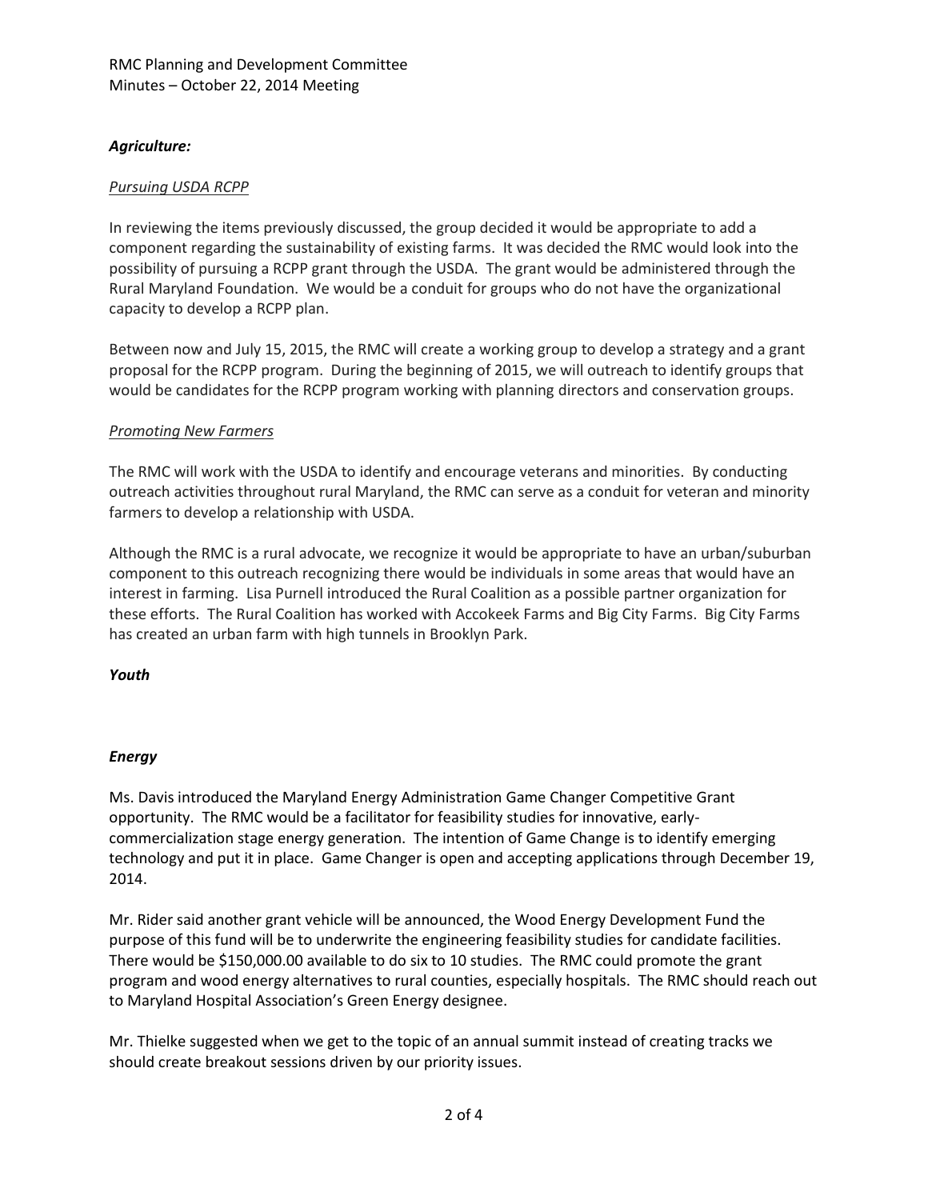### *Agriculture:*

*Pursuing USDA RCPP*

In reviewing the items previously discussed, the group decided it would be appropriate to add a component regarding the sustainability of existing farms. It was decided the RMC would look into the possibility of pursuing a RCPP grant through the USDA. The grant would be administered through the Rural Maryland Foundation. We would be a conduit for groups who do not have the organizational capacity to develop a RCPP plan.

Between now and July 15, 2015, the RMC will create a working group to develop a strategy and a grant proposal for the RCPP program. During the beginning of 2015, we will outreach to identify groups that would be candidates for the RCPP program working with planning directors and conservation groups.

*Promoting New Farmers*

The RMC will work with the USDA to identify and encourage veterans and minorities. By conducting outreach activities throughout rural Maryland, the RMC can serve as a conduit for veteran and minority farmers to develop a relationship with USDA.

Although the RMC is a rural advocate, we recognize it would be appropriate to have an urban/suburban component to this outreach recognizing there would be individuals in some areas that would have an interest in farming. Lisa Purnell introduced the Rural Coalition as a possible partner organization for these efforts. The Rural Coalition has worked with Accokeek Farms and Big City Farms. Big City Farms has created an urban farm with high tunnels in Brooklyn Park.

### *Youth*

### *Energy*

Ms. Davis introduced the Maryland Energy Administration Game Changer Competitive Grant opportunity. The RMC would be a facilitator for feasibility studies for innovative, early-commercialization stage energy generation. The intention of Game Change is to identify emerging technology and put it in place. Game Changer is open and accepting applications through December 19, 2014.

Mr. Rider said another grant vehicle will be announced, the Wood Energy Development Fund the purpose of this fund will be to underwrite the engineering feasibility studies for candidate facilities. There would be $150,000.00 available to do six to 10 studies. The RMC could promote the grant program and wood energy alternatives to rural counties, especially hospitals. The RMC should reach out to Maryland Hospital Association's Green Energy designee.

Mr. Thielke suggested when we get to the topic of an annual summit instead of creating tracks we should create breakout sessions driven by our priority issues.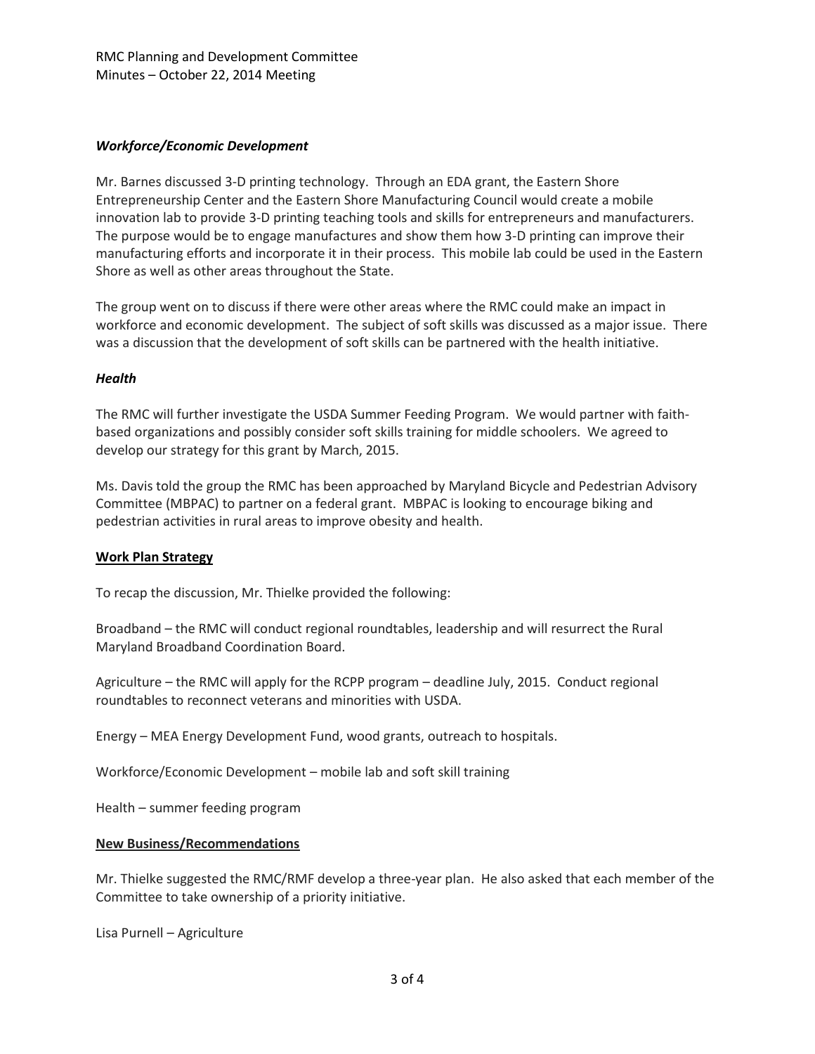### *Workforce/Economic Development*

Mr. Barnes discussed 3-D printing technology. Through an EDA grant, the Eastern Shore Entrepreneurship Center and the Eastern Shore Manufacturing Council would create a mobile innovation lab to provide 3-D printing teaching tools and skills for entrepreneurs and manufacturers. The purpose would be to engage manufactures and show them how 3-D printing can improve their manufacturing efforts and incorporate it in their process. This mobile lab could be used in the Eastern Shore as well as other areas throughout the State.

The group went on to discuss if there were other areas where the RMC could make an impact in workforce and economic development. The subject of soft skills was discussed as a major issue. There was a discussion that the development of soft skills can be partnered with the health initiative.

### *Health*

The RMC will further investigate the USDA Summer Feeding Program. We would partner with faith-based organizations and possibly consider soft skills training for middle schoolers. We agreed to develop our strategy for this grant by March, 2015.

Ms. Davis told the group the RMC has been approached by Maryland Bicycle and Pedestrian Advisory Committee (MBPAC) to partner on a federal grant. MBPAC is looking to encourage biking and pedestrian activities in rural areas to improve obesity and health.

## Work Plan Strategy

To recap the discussion, Mr. Thielke provided the following:

Broadband – the RMC will conduct regional roundtables, leadership and will resurrect the Rural Maryland Broadband Coordination Board.

Agriculture – the RMC will apply for the RCPP program – deadline July, 2015. Conduct regional roundtables to reconnect veterans and minorities with USDA.

Energy – MEA Energy Development Fund, wood grants, outreach to hospitals.

Workforce/Economic Development – mobile lab and soft skill training

Health – summer feeding program

## New Business/Recommendations

Mr. Thielke suggested the RMC/RMF develop a three-year plan. He also asked that each member of the Committee to take ownership of a priority initiative.

Lisa Purnell – Agriculture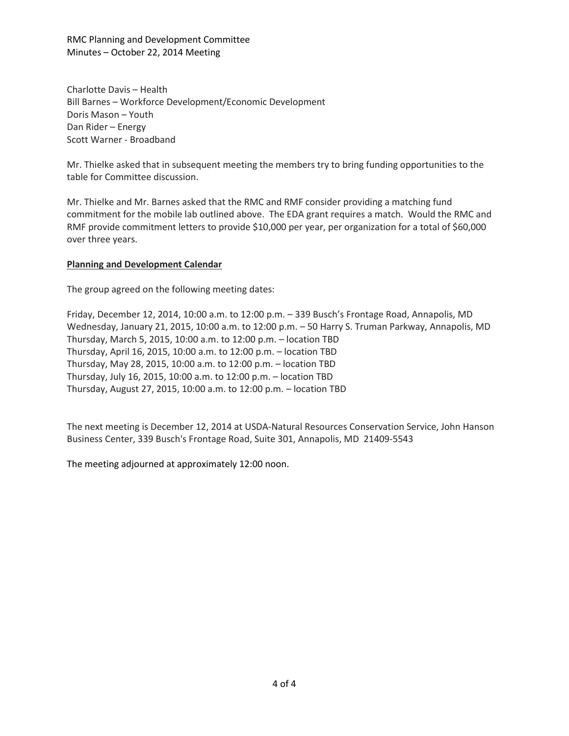Charlotte Davis – Health
Bill Barnes – Workforce Development/Economic Development
Doris Mason – Youth
Dan Rider – Energy
Scott Warner - Broadband

Mr. Thielke asked that in subsequent meeting the members try to bring funding opportunities to the table for Committee discussion.

Mr. Thielke and Mr. Barnes asked that the RMC and RMF consider providing a matching fund commitment for the mobile lab outlined above. The EDA grant requires a match. Would the RMC and RMF provide commitment letters to provide $10,000 per year, per organization for a total of $60,000 over three years.

**Planning and Development Calendar**

The group agreed on the following meeting dates:

Friday, December 12, 2014, 10:00 a.m. to 12:00 p.m. – 339 Busch's Frontage Road, Annapolis, MD
Wednesday, January 21, 2015, 10:00 a.m. to 12:00 p.m. – 50 Harry S. Truman Parkway, Annapolis, MD
Thursday, March 5, 2015, 10:00 a.m. to 12:00 p.m. – location TBD
Thursday, April 16, 2015, 10:00 a.m. to 12:00 p.m. – location TBD
Thursday, May 28, 2015, 10:00 a.m. to 12:00 p.m. – location TBD
Thursday, July 16, 2015, 10:00 a.m. to 12:00 p.m. – location TBD
Thursday, August 27, 2015, 10:00 a.m. to 12:00 p.m. – location TBD

The next meeting is December 12, 2014 at USDA-Natural Resources Conservation Service, John Hanson Business Center, 339 Busch's Frontage Road, Suite 301, Annapolis, MD 21409-5543

The meeting adjourned at approximately 12:00 noon.